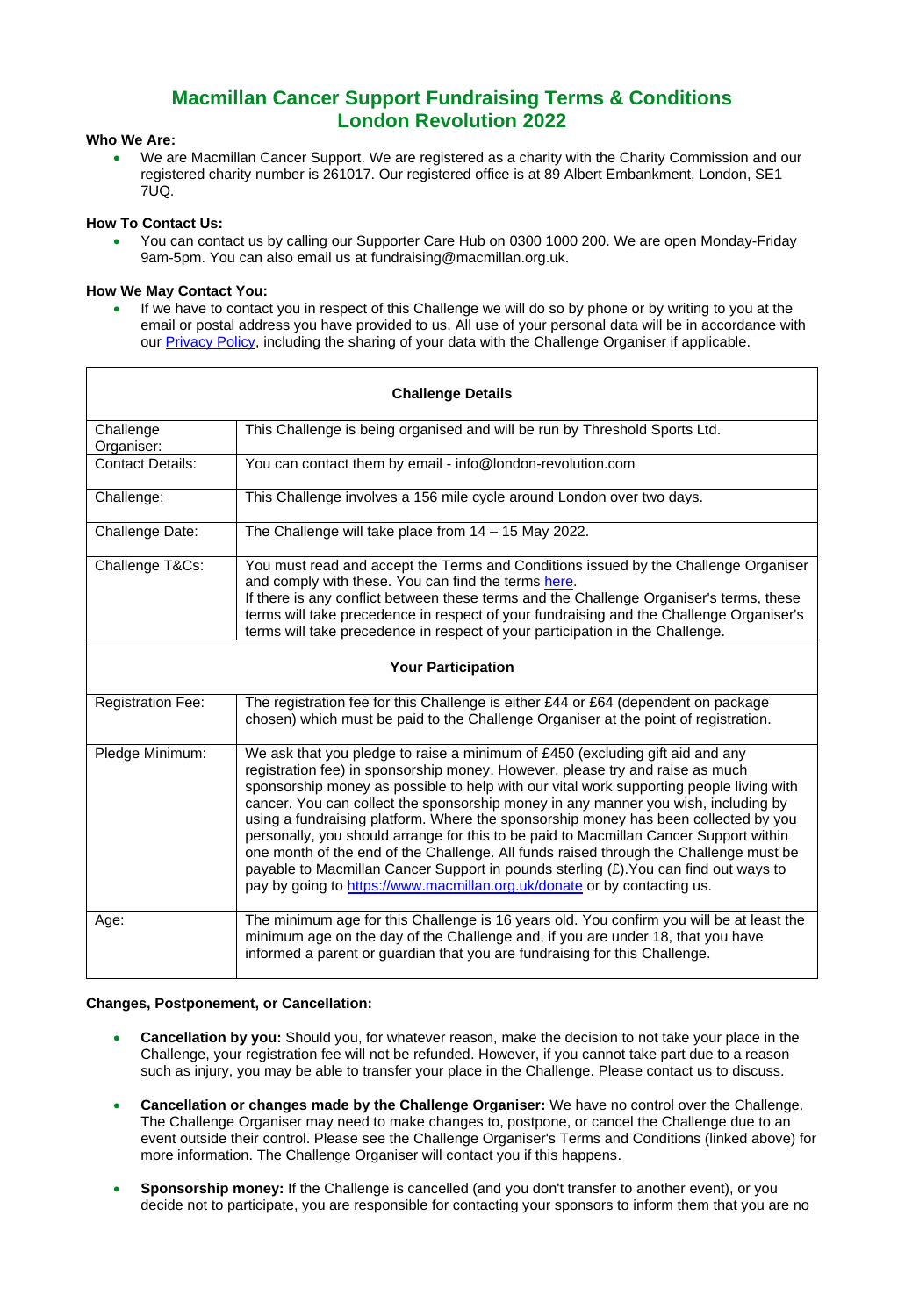# Macmillan Cancer Support Fundraising Terms & Conditions
# London Revolution 2022

**Who We Are:**

- We are Macmillan Cancer Support. We are registered as a charity with the Charity Commission and our registered charity number is 261017. Our registered office is at 89 Albert Embankment, London, SE1 7UQ.

**How To Contact Us:**

- You can contact us by calling our Supporter Care Hub on 0300 1000 200. We are open Monday-Friday 9am-5pm. You can also email us at fundraising@macmillan.org.uk.

**How We May Contact You:**

- If we have to contact you in respect of this Challenge we will do so by phone or by writing to you at the email or postal address you have provided to us. All use of your personal data will be in accordance with our Privacy Policy, including the sharing of your data with the Challenge Organiser if applicable.

| **Challenge Details** | |
|---|---|
| Challenge Organiser: | This Challenge is being organised and will be run by Threshold Sports Ltd. |
| Contact Details: | You can contact them by email - info@london-revolution.com |
| Challenge: | This Challenge involves a 156 mile cycle around London over two days. |
| Challenge Date: | The Challenge will take place from 14 – 15 May 2022. |
| Challenge T&Cs: | You must read and accept the Terms and Conditions issued by the Challenge Organiser and comply with these. You can find the terms here.<br>If there is any conflict between these terms and the Challenge Organiser's terms, these terms will take precedence in respect of your fundraising and the Challenge Organiser's terms will take precedence in respect of your participation in the Challenge. |
| **Your Participation** | |
| Registration Fee: | The registration fee for this Challenge is either £44 or £64 (dependent on package chosen) which must be paid to the Challenge Organiser at the point of registration. |
| Pledge Minimum: | We ask that you pledge to raise a minimum of £450 (excluding gift aid and any registration fee) in sponsorship money. However, please try and raise as much sponsorship money as possible to help with our vital work supporting people living with cancer. You can collect the sponsorship money in any manner you wish, including by using a fundraising platform. Where the sponsorship money has been collected by you personally, you should arrange for this to be paid to Macmillan Cancer Support within one month of the end of the Challenge. All funds raised through the Challenge must be payable to Macmillan Cancer Support in pounds sterling (£).You can find out ways to pay by going to https://www.macmillan.org.uk/donate or by contacting us. |
| Age: | The minimum age for this Challenge is 16 years old. You confirm you will be at least the minimum age on the day of the Challenge and, if you are under 18, that you have informed a parent or guardian that you are fundraising for this Challenge. |

**Changes, Postponement, or Cancellation:**

- **Cancellation by you:** Should you, for whatever reason, make the decision to not take your place in the Challenge, your registration fee will not be refunded. However, if you cannot take part due to a reason such as injury, you may be able to transfer your place in the Challenge. Please contact us to discuss.

- **Cancellation or changes made by the Challenge Organiser:** We have no control over the Challenge. The Challenge Organiser may need to make changes to, postpone, or cancel the Challenge due to an event outside their control. Please see the Challenge Organiser's Terms and Conditions (linked above) for more information. The Challenge Organiser will contact you if this happens.

- **Sponsorship money:** If the Challenge is cancelled (and you don't transfer to another event), or you decide not to participate, you are responsible for contacting your sponsors to inform them that you are no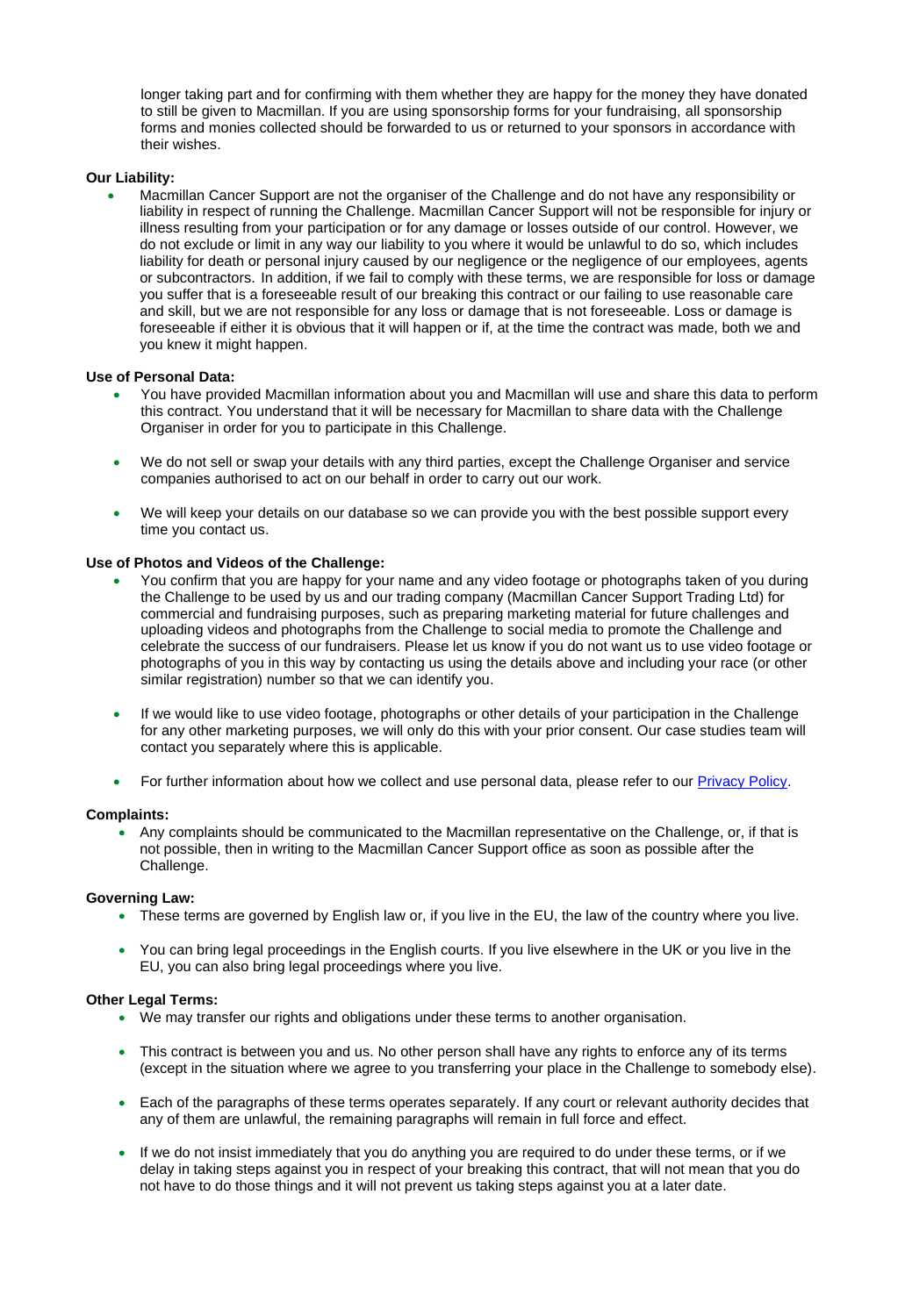longer taking part and for confirming with them whether they are happy for the money they have donated to still be given to Macmillan. If you are using sponsorship forms for your fundraising, all sponsorship forms and monies collected should be forwarded to us or returned to your sponsors in accordance with their wishes.

**Our Liability:**

- Macmillan Cancer Support are not the organiser of the Challenge and do not have any responsibility or liability in respect of running the Challenge. Macmillan Cancer Support will not be responsible for injury or illness resulting from your participation or for any damage or losses outside of our control. However, we do not exclude or limit in any way our liability to you where it would be unlawful to do so, which includes liability for death or personal injury caused by our negligence or the negligence of our employees, agents or subcontractors. In addition, if we fail to comply with these terms, we are responsible for loss or damage you suffer that is a foreseeable result of our breaking this contract or our failing to use reasonable care and skill, but we are not responsible for any loss or damage that is not foreseeable. Loss or damage is foreseeable if either it is obvious that it will happen or if, at the time the contract was made, both we and you knew it might happen.

**Use of Personal Data:**

- You have provided Macmillan information about you and Macmillan will use and share this data to perform this contract. You understand that it will be necessary for Macmillan to share data with the Challenge Organiser in order for you to participate in this Challenge.

- We do not sell or swap your details with any third parties, except the Challenge Organiser and service companies authorised to act on our behalf in order to carry out our work.

- We will keep your details on our database so we can provide you with the best possible support every time you contact us.

**Use of Photos and Videos of the Challenge:**

- You confirm that you are happy for your name and any video footage or photographs taken of you during the Challenge to be used by us and our trading company (Macmillan Cancer Support Trading Ltd) for commercial and fundraising purposes, such as preparing marketing material for future challenges and uploading videos and photographs from the Challenge to social media to promote the Challenge and celebrate the success of our fundraisers. Please let us know if you do not want us to use video footage or photographs of you in this way by contacting us using the details above and including your race (or other similar registration) number so that we can identify you.

- If we would like to use video footage, photographs or other details of your participation in the Challenge for any other marketing purposes, we will only do this with your prior consent. Our case studies team will contact you separately where this is applicable.

- For further information about how we collect and use personal data, please refer to our Privacy Policy.

**Complaints:**

- Any complaints should be communicated to the Macmillan representative on the Challenge, or, if that is not possible, then in writing to the Macmillan Cancer Support office as soon as possible after the Challenge.

**Governing Law:**

- These terms are governed by English law or, if you live in the EU, the law of the country where you live.

- You can bring legal proceedings in the English courts. If you live elsewhere in the UK or you live in the EU, you can also bring legal proceedings where you live.

**Other Legal Terms:**

- We may transfer our rights and obligations under these terms to another organisation.

- This contract is between you and us. No other person shall have any rights to enforce any of its terms (except in the situation where we agree to you transferring your place in the Challenge to somebody else).

- Each of the paragraphs of these terms operates separately. If any court or relevant authority decides that any of them are unlawful, the remaining paragraphs will remain in full force and effect.

- If we do not insist immediately that you do anything you are required to do under these terms, or if we delay in taking steps against you in respect of your breaking this contract, that will not mean that you do not have to do those things and it will not prevent us taking steps against you at a later date.